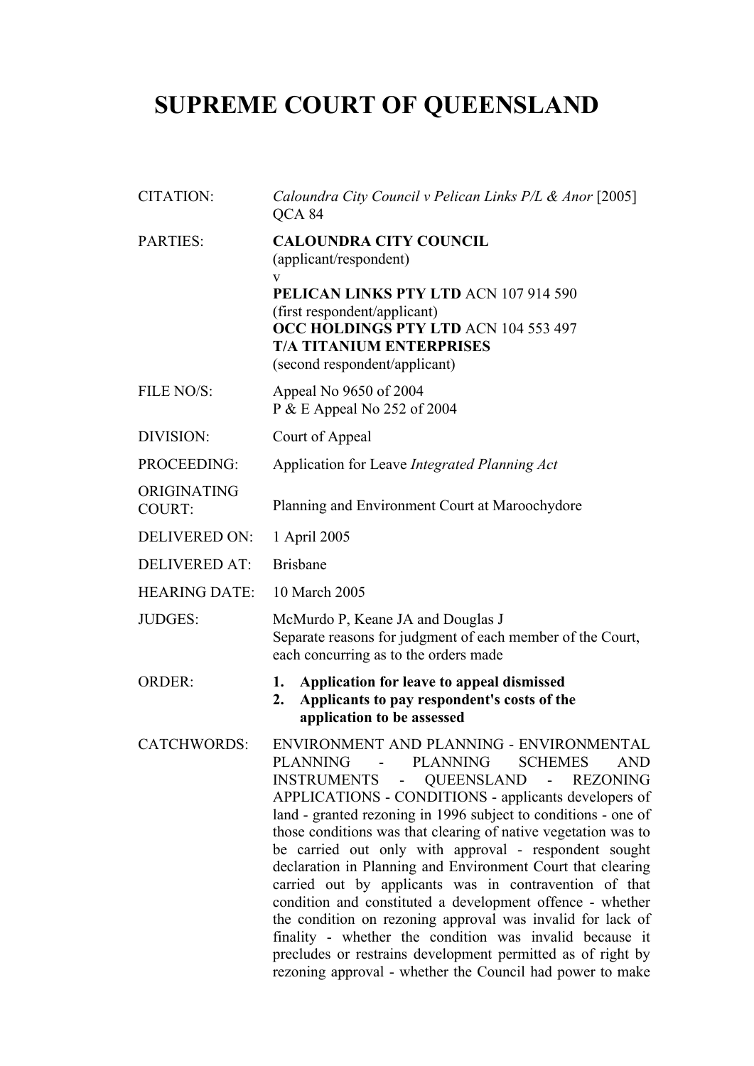# SUPREME COURT OF QUEENSLAND

| | |
|---|---|
| CITATION: | *Caloundra City Council v Pelican Links P/L & Anor* [2005] QCA 84 |
| PARTIES: | **CALOUNDRA CITY COUNCIL**<br>(applicant/respondent)<br>v<br>**PELICAN LINKS PTY LTD** ACN 107 914 590<br>(first respondent/applicant)<br>**OCC HOLDINGS PTY LTD** ACN 104 553 497<br>**T/A TITANIUM ENTERPRISES**<br>(second respondent/applicant) |
| FILE NO/S: | Appeal No 9650 of 2004<br>P & E Appeal No 252 of 2004 |
| DIVISION: | Court of Appeal |
| PROCEEDING: | Application for Leave *Integrated Planning Act* |
| ORIGINATING COURT: | Planning and Environment Court at Maroochydore |
| DELIVERED ON: | 1 April 2005 |
| DELIVERED AT: | Brisbane |
| HEARING DATE: | 10 March 2005 |
| JUDGES: | McMurdo P, Keane JA and Douglas J<br>Separate reasons for judgment of each member of the Court, each concurring as to the orders made |
| ORDER: | **1. Application for leave to appeal dismissed**<br>**2. Applicants to pay respondent's costs of the application to be assessed** |
| CATCHWORDS: | ENVIRONMENT AND PLANNING - ENVIRONMENTAL PLANNING - PLANNING SCHEMES AND INSTRUMENTS - QUEENSLAND - REZONING APPLICATIONS - CONDITIONS - applicants developers of land - granted rezoning in 1996 subject to conditions - one of those conditions was that clearing of native vegetation was to be carried out only with approval - respondent sought declaration in Planning and Environment Court that clearing carried out by applicants was in contravention of that condition and constituted a development offence - whether the condition on rezoning approval was invalid for lack of finality - whether the condition was invalid because it precludes or restrains development permitted as of right by rezoning approval - whether the Council had power to make |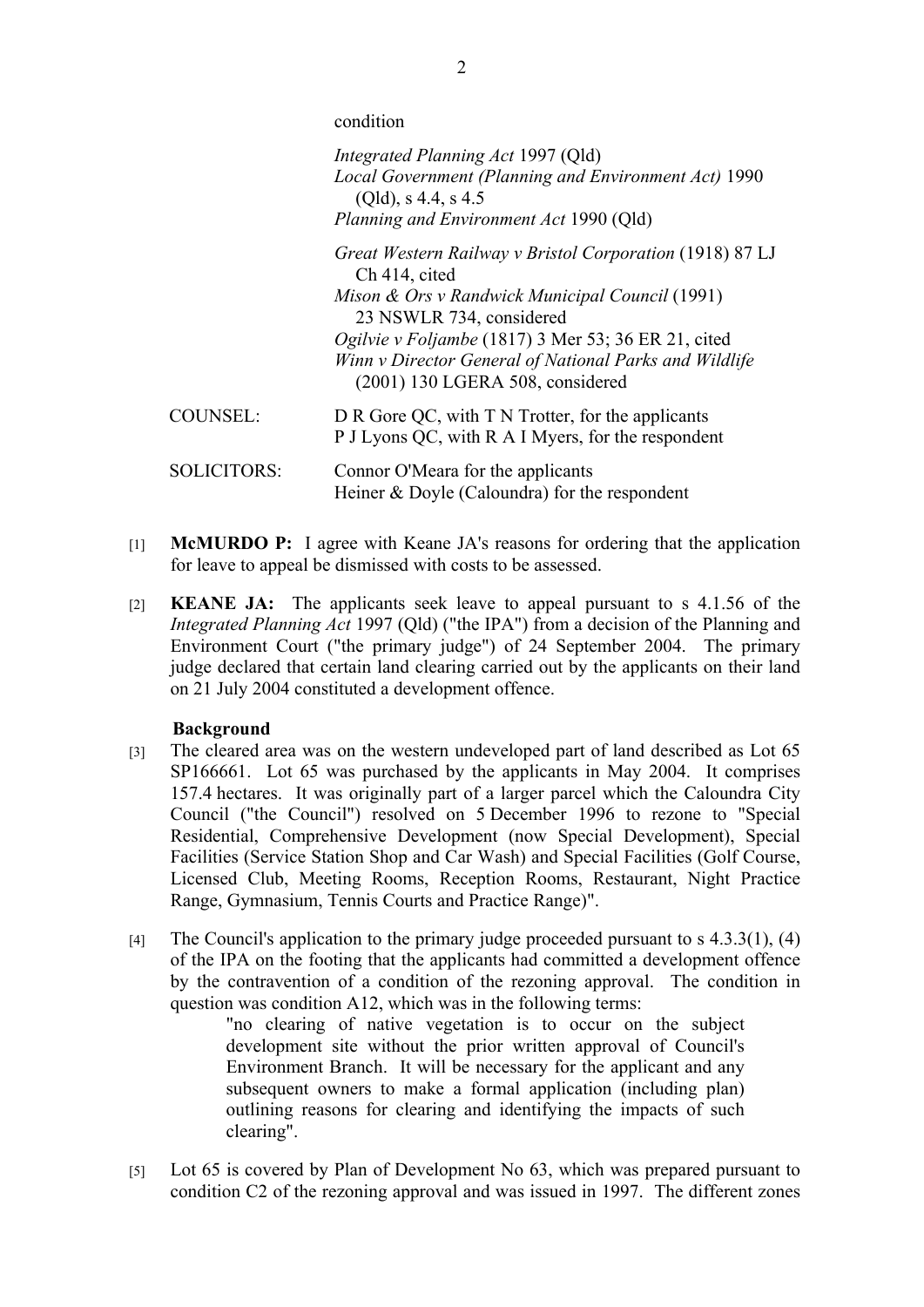condition

*Integrated Planning Act* 1997 (Qld)
*Local Government (Planning and Environment Act)* 1990 (Qld), s 4.4, s 4.5
*Planning and Environment Act* 1990 (Qld)

*Great Western Railway v Bristol Corporation* (1918) 87 LJ Ch 414, cited
*Mison & Ors v Randwick Municipal Council* (1991) 23 NSWLR 734, considered
*Ogilvie v Foljambe* (1817) 3 Mer 53; 36 ER 21, cited
*Winn v Director General of National Parks and Wildlife* (2001) 130 LGERA 508, considered

COUNSEL: D R Gore QC, with T N Trotter, for the applicants
P J Lyons QC, with R A I Myers, for the respondent

SOLICITORS: Connor O'Meara for the applicants
Heiner & Doyle (Caloundra) for the respondent

[1] **McMURDO P:** I agree with Keane JA's reasons for ordering that the application for leave to appeal be dismissed with costs to be assessed.

[2] **KEANE JA:** The applicants seek leave to appeal pursuant to s 4.1.56 of the *Integrated Planning Act* 1997 (Qld) ("the IPA") from a decision of the Planning and Environment Court ("the primary judge") of 24 September 2004. The primary judge declared that certain land clearing carried out by the applicants on their land on 21 July 2004 constituted a development offence.

**Background**

[3] The cleared area was on the western undeveloped part of land described as Lot 65 SP166661. Lot 65 was purchased by the applicants in May 2004. It comprises 157.4 hectares. It was originally part of a larger parcel which the Caloundra City Council ("the Council") resolved on 5 December 1996 to rezone to "Special Residential, Comprehensive Development (now Special Development), Special Facilities (Service Station Shop and Car Wash) and Special Facilities (Golf Course, Licensed Club, Meeting Rooms, Reception Rooms, Restaurant, Night Practice Range, Gymnasium, Tennis Courts and Practice Range)".

[4] The Council's application to the primary judge proceeded pursuant to s 4.3.3(1), (4) of the IPA on the footing that the applicants had committed a development offence by the contravention of a condition of the rezoning approval. The condition in question was condition A12, which was in the following terms:

> "no clearing of native vegetation is to occur on the subject development site without the prior written approval of Council's Environment Branch. It will be necessary for the applicant and any subsequent owners to make a formal application (including plan) outlining reasons for clearing and identifying the impacts of such clearing".

[5] Lot 65 is covered by Plan of Development No 63, which was prepared pursuant to condition C2 of the rezoning approval and was issued in 1997. The different zones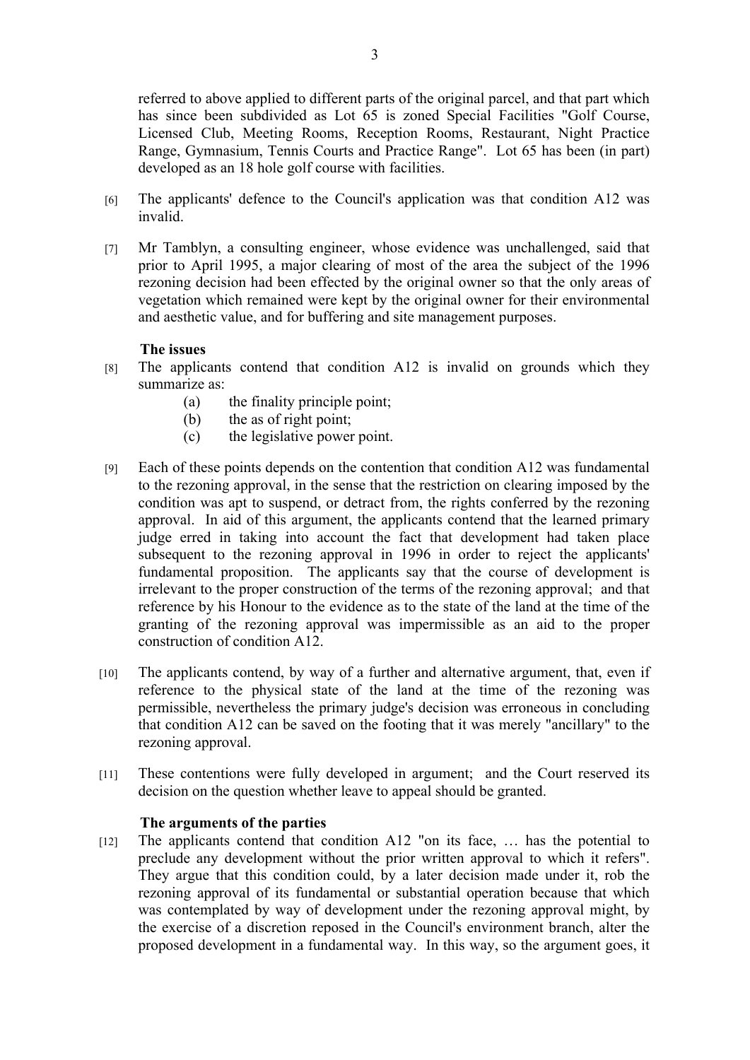referred to above applied to different parts of the original parcel, and that part which has since been subdivided as Lot 65 is zoned Special Facilities "Golf Course, Licensed Club, Meeting Rooms, Reception Rooms, Restaurant, Night Practice Range, Gymnasium, Tennis Courts and Practice Range". Lot 65 has been (in part) developed as an 18 hole golf course with facilities.

[6] The applicants' defence to the Council's application was that condition A12 was invalid.

[7] Mr Tamblyn, a consulting engineer, whose evidence was unchallenged, said that prior to April 1995, a major clearing of most of the area the subject of the 1996 rezoning decision had been effected by the original owner so that the only areas of vegetation which remained were kept by the original owner for their environmental and aesthetic value, and for buffering and site management purposes.

**The issues**

[8] The applicants contend that condition A12 is invalid on grounds which they summarize as:

(a) the finality principle point;
(b) the as of right point;
(c) the legislative power point.

[9] Each of these points depends on the contention that condition A12 was fundamental to the rezoning approval, in the sense that the restriction on clearing imposed by the condition was apt to suspend, or detract from, the rights conferred by the rezoning approval. In aid of this argument, the applicants contend that the learned primary judge erred in taking into account the fact that development had taken place subsequent to the rezoning approval in 1996 in order to reject the applicants' fundamental proposition. The applicants say that the course of development is irrelevant to the proper construction of the terms of the rezoning approval; and that reference by his Honour to the evidence as to the state of the land at the time of the granting of the rezoning approval was impermissible as an aid to the proper construction of condition A12.

[10] The applicants contend, by way of a further and alternative argument, that, even if reference to the physical state of the land at the time of the rezoning was permissible, nevertheless the primary judge's decision was erroneous in concluding that condition A12 can be saved on the footing that it was merely "ancillary" to the rezoning approval.

[11] These contentions were fully developed in argument; and the Court reserved its decision on the question whether leave to appeal should be granted.

**The arguments of the parties**

[12] The applicants contend that condition A12 "on its face, … has the potential to preclude any development without the prior written approval to which it refers". They argue that this condition could, by a later decision made under it, rob the rezoning approval of its fundamental or substantial operation because that which was contemplated by way of development under the rezoning approval might, by the exercise of a discretion reposed in the Council's environment branch, alter the proposed development in a fundamental way. In this way, so the argument goes, it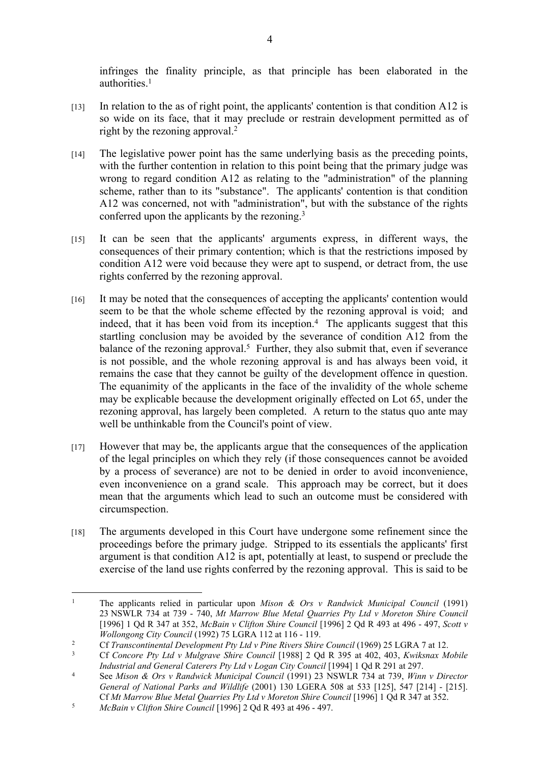infringes the finality principle, as that principle has been elaborated in the authorities.[1]

[13] In relation to the as of right point, the applicants' contention is that condition A12 is so wide on its face, that it may preclude or restrain development permitted as of right by the rezoning approval.[2]

[14] The legislative power point has the same underlying basis as the preceding points, with the further contention in relation to this point being that the primary judge was wrong to regard condition A12 as relating to the "administration" of the planning scheme, rather than to its "substance". The applicants' contention is that condition A12 was concerned, not with "administration", but with the substance of the rights conferred upon the applicants by the rezoning.[3]

[15] It can be seen that the applicants' arguments express, in different ways, the consequences of their primary contention; which is that the restrictions imposed by condition A12 were void because they were apt to suspend, or detract from, the use rights conferred by the rezoning approval.

[16] It may be noted that the consequences of accepting the applicants' contention would seem to be that the whole scheme effected by the rezoning approval is void; and indeed, that it has been void from its inception.[4] The applicants suggest that this startling conclusion may be avoided by the severance of condition A12 from the balance of the rezoning approval.[5] Further, they also submit that, even if severance is not possible, and the whole rezoning approval is and has always been void, it remains the case that they cannot be guilty of the development offence in question. The equanimity of the applicants in the face of the invalidity of the whole scheme may be explicable because the development originally effected on Lot 65, under the rezoning approval, has largely been completed. A return to the status quo ante may well be unthinkable from the Council's point of view.

[17] However that may be, the applicants argue that the consequences of the application of the legal principles on which they rely (if those consequences cannot be avoided by a process of severance) are not to be denied in order to avoid inconvenience, even inconvenience on a grand scale. This approach may be correct, but it does mean that the arguments which lead to such an outcome must be considered with circumspection.

[18] The arguments developed in this Court have undergone some refinement since the proceedings before the primary judge. Stripped to its essentials the applicants' first argument is that condition A12 is apt, potentially at least, to suspend or preclude the exercise of the land use rights conferred by the rezoning approval. This is said to be

---

[1] The applicants relied in particular upon *Mison & Ors v Randwick Municipal Council* (1991) 23 NSWLR 734 at 739 - 740, *Mt Marrow Blue Metal Quarries Pty Ltd v Moreton Shire Council* [1996] 1 Qd R 347 at 352, *McBain v Clifton Shire Council* [1996] 2 Qd R 493 at 496 - 497, *Scott v Wollongong City Council* (1992) 75 LGRA 112 at 116 - 119.

[2] Cf *Transcontinental Development Pty Ltd v Pine Rivers Shire Council* (1969) 25 LGRA 7 at 12.

[3] Cf *Concore Pty Ltd v Mulgrave Shire Council* [1988] 2 Qd R 395 at 402, 403, *Kwiksnax Mobile Industrial and General Caterers Pty Ltd v Logan City Council* [1994] 1 Qd R 291 at 297.

[4] See *Mison & Ors v Randwick Municipal Council* (1991) 23 NSWLR 734 at 739, *Winn v Director General of National Parks and Wildlife* (2001) 130 LGERA 508 at 533 [125], 547 [214] - [215]. Cf *Mt Marrow Blue Metal Quarries Pty Ltd v Moreton Shire Council* [1996] 1 Qd R 347 at 352.

[5] *McBain v Clifton Shire Council* [1996] 2 Qd R 493 at 496 - 497.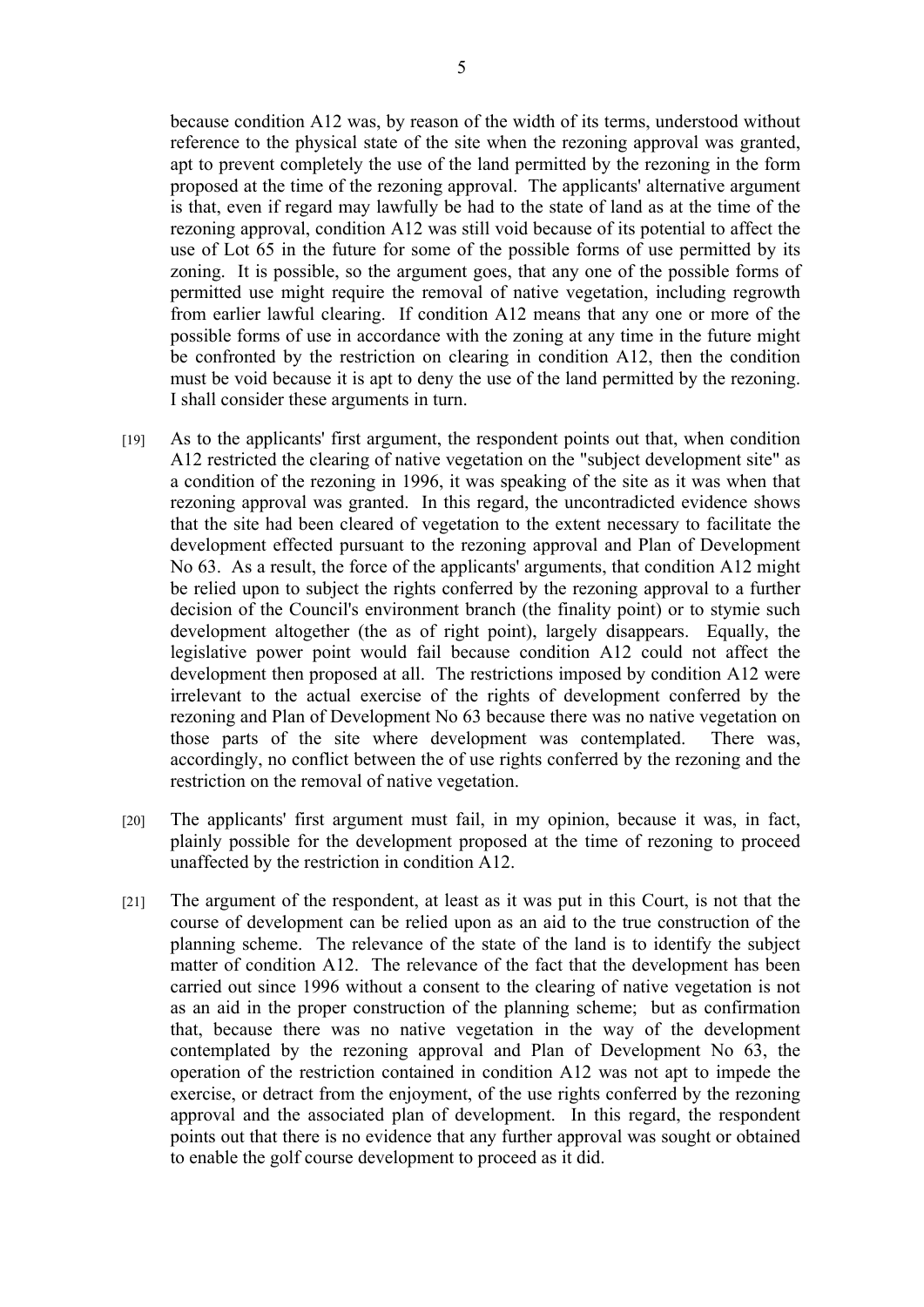because condition A12 was, by reason of the width of its terms, understood without reference to the physical state of the site when the rezoning approval was granted, apt to prevent completely the use of the land permitted by the rezoning in the form proposed at the time of the rezoning approval. The applicants' alternative argument is that, even if regard may lawfully be had to the state of land as at the time of the rezoning approval, condition A12 was still void because of its potential to affect the use of Lot 65 in the future for some of the possible forms of use permitted by its zoning. It is possible, so the argument goes, that any one of the possible forms of permitted use might require the removal of native vegetation, including regrowth from earlier lawful clearing. If condition A12 means that any one or more of the possible forms of use in accordance with the zoning at any time in the future might be confronted by the restriction on clearing in condition A12, then the condition must be void because it is apt to deny the use of the land permitted by the rezoning. I shall consider these arguments in turn.

[19] As to the applicants' first argument, the respondent points out that, when condition A12 restricted the clearing of native vegetation on the "subject development site" as a condition of the rezoning in 1996, it was speaking of the site as it was when that rezoning approval was granted. In this regard, the uncontradicted evidence shows that the site had been cleared of vegetation to the extent necessary to facilitate the development effected pursuant to the rezoning approval and Plan of Development No 63. As a result, the force of the applicants' arguments, that condition A12 might be relied upon to subject the rights conferred by the rezoning approval to a further decision of the Council's environment branch (the finality point) or to stymie such development altogether (the as of right point), largely disappears. Equally, the legislative power point would fail because condition A12 could not affect the development then proposed at all. The restrictions imposed by condition A12 were irrelevant to the actual exercise of the rights of development conferred by the rezoning and Plan of Development No 63 because there was no native vegetation on those parts of the site where development was contemplated. There was, accordingly, no conflict between the of use rights conferred by the rezoning and the restriction on the removal of native vegetation.

[20] The applicants' first argument must fail, in my opinion, because it was, in fact, plainly possible for the development proposed at the time of rezoning to proceed unaffected by the restriction in condition A12.

[21] The argument of the respondent, at least as it was put in this Court, is not that the course of development can be relied upon as an aid to the true construction of the planning scheme. The relevance of the state of the land is to identify the subject matter of condition A12. The relevance of the fact that the development has been carried out since 1996 without a consent to the clearing of native vegetation is not as an aid in the proper construction of the planning scheme; but as confirmation that, because there was no native vegetation in the way of the development contemplated by the rezoning approval and Plan of Development No 63, the operation of the restriction contained in condition A12 was not apt to impede the exercise, or detract from the enjoyment, of the use rights conferred by the rezoning approval and the associated plan of development. In this regard, the respondent points out that there is no evidence that any further approval was sought or obtained to enable the golf course development to proceed as it did.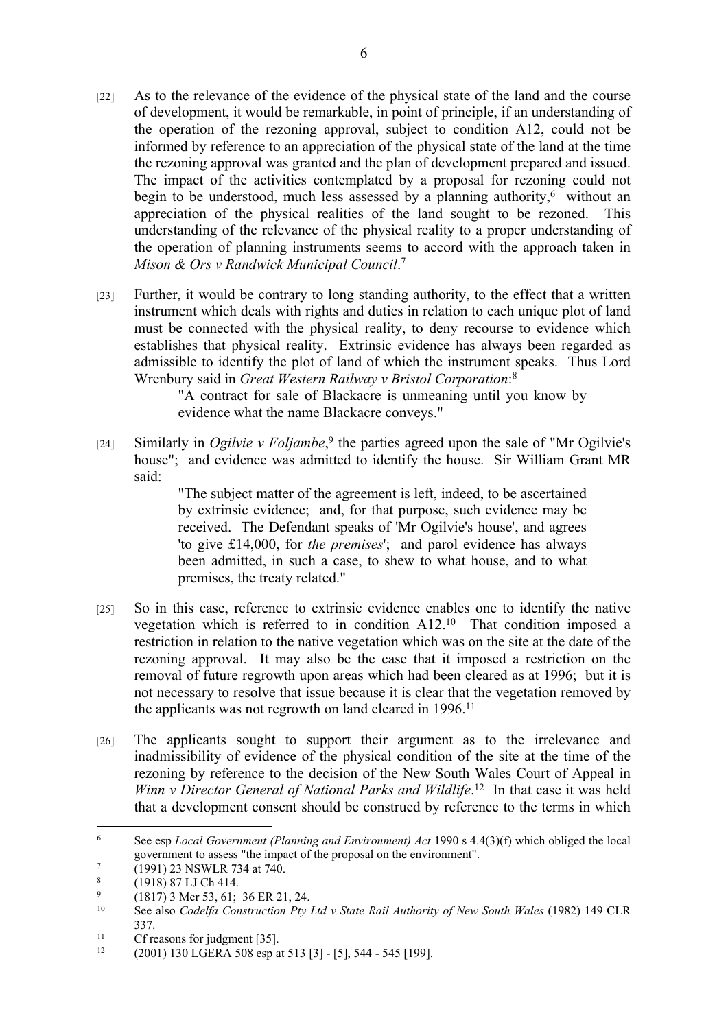[22] As to the relevance of the evidence of the physical state of the land and the course of development, it would be remarkable, in point of principle, if an understanding of the operation of the rezoning approval, subject to condition A12, could not be informed by reference to an appreciation of the physical state of the land at the time the rezoning approval was granted and the plan of development prepared and issued. The impact of the activities contemplated by a proposal for rezoning could not begin to be understood, much less assessed by a planning authority,[6] without an appreciation of the physical realities of the land sought to be rezoned. This understanding of the relevance of the physical reality to a proper understanding of the operation of planning instruments seems to accord with the approach taken in *Mison & Ors v Randwick Municipal Council*.[7]

[23] Further, it would be contrary to long standing authority, to the effect that a written instrument which deals with rights and duties in relation to each unique plot of land must be connected with the physical reality, to deny recourse to evidence which establishes that physical reality. Extrinsic evidence has always been regarded as admissible to identify the plot of land of which the instrument speaks. Thus Lord Wrenbury said in *Great Western Railway v Bristol Corporation*:[8]

> "A contract for sale of Blackacre is unmeaning until you know by evidence what the name Blackacre conveys."

[24] Similarly in *Ogilvie v Foljambe*,[9] the parties agreed upon the sale of "Mr Ogilvie's house"; and evidence was admitted to identify the house. Sir William Grant MR said:

> "The subject matter of the agreement is left, indeed, to be ascertained by extrinsic evidence; and, for that purpose, such evidence may be received. The Defendant speaks of 'Mr Ogilvie's house', and agrees 'to give £14,000, for *the premises*'; and parol evidence has always been admitted, in such a case, to shew to what house, and to what premises, the treaty related."

[25] So in this case, reference to extrinsic evidence enables one to identify the native vegetation which is referred to in condition A12.[10] That condition imposed a restriction in relation to the native vegetation which was on the site at the date of the rezoning approval. It may also be the case that it imposed a restriction on the removal of future regrowth upon areas which had been cleared as at 1996; but it is not necessary to resolve that issue because it is clear that the vegetation removed by the applicants was not regrowth on land cleared in 1996.[11]

[26] The applicants sought to support their argument as to the irrelevance and inadmissibility of evidence of the physical condition of the site at the time of the rezoning by reference to the decision of the New South Wales Court of Appeal in *Winn v Director General of National Parks and Wildlife*.[12] In that case it was held that a development consent should be construed by reference to the terms in which

---

[6] See esp *Local Government (Planning and Environment) Act* 1990 s 4.4(3)(f) which obliged the local government to assess "the impact of the proposal on the environment".

[7] (1991) 23 NSWLR 734 at 740.

[8] (1918) 87 LJ Ch 414.

[9] (1817) 3 Mer 53, 61; 36 ER 21, 24.

[10] See also *Codelfa Construction Pty Ltd v State Rail Authority of New South Wales* (1982) 149 CLR 337.

[11] Cf reasons for judgment [35].

[12] (2001) 130 LGERA 508 esp at 513 [3] - [5], 544 - 545 [199].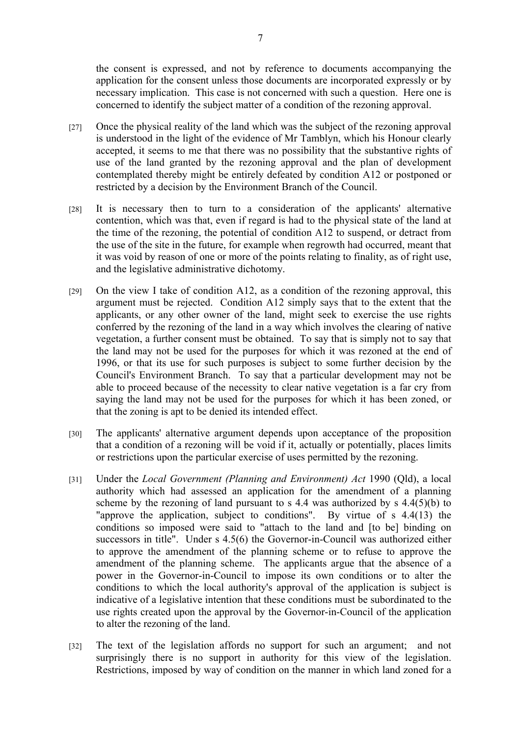the consent is expressed, and not by reference to documents accompanying the application for the consent unless those documents are incorporated expressly or by necessary implication. This case is not concerned with such a question. Here one is concerned to identify the subject matter of a condition of the rezoning approval.

[27] Once the physical reality of the land which was the subject of the rezoning approval is understood in the light of the evidence of Mr Tamblyn, which his Honour clearly accepted, it seems to me that there was no possibility that the substantive rights of use of the land granted by the rezoning approval and the plan of development contemplated thereby might be entirely defeated by condition A12 or postponed or restricted by a decision by the Environment Branch of the Council.

[28] It is necessary then to turn to a consideration of the applicants' alternative contention, which was that, even if regard is had to the physical state of the land at the time of the rezoning, the potential of condition A12 to suspend, or detract from the use of the site in the future, for example when regrowth had occurred, meant that it was void by reason of one or more of the points relating to finality, as of right use, and the legislative administrative dichotomy.

[29] On the view I take of condition A12, as a condition of the rezoning approval, this argument must be rejected. Condition A12 simply says that to the extent that the applicants, or any other owner of the land, might seek to exercise the use rights conferred by the rezoning of the land in a way which involves the clearing of native vegetation, a further consent must be obtained. To say that is simply not to say that the land may not be used for the purposes for which it was rezoned at the end of 1996, or that its use for such purposes is subject to some further decision by the Council's Environment Branch. To say that a particular development may not be able to proceed because of the necessity to clear native vegetation is a far cry from saying the land may not be used for the purposes for which it has been zoned, or that the zoning is apt to be denied its intended effect.

[30] The applicants' alternative argument depends upon acceptance of the proposition that a condition of a rezoning will be void if it, actually or potentially, places limits or restrictions upon the particular exercise of uses permitted by the rezoning.

[31] Under the *Local Government (Planning and Environment) Act* 1990 (Qld), a local authority which had assessed an application for the amendment of a planning scheme by the rezoning of land pursuant to s 4.4 was authorized by s 4.4(5)(b) to "approve the application, subject to conditions". By virtue of s 4.4(13) the conditions so imposed were said to "attach to the land and [to be] binding on successors in title". Under s 4.5(6) the Governor-in-Council was authorized either to approve the amendment of the planning scheme or to refuse to approve the amendment of the planning scheme. The applicants argue that the absence of a power in the Governor-in-Council to impose its own conditions or to alter the conditions to which the local authority's approval of the application is subject is indicative of a legislative intention that these conditions must be subordinated to the use rights created upon the approval by the Governor-in-Council of the application to alter the rezoning of the land.

[32] The text of the legislation affords no support for such an argument; and not surprisingly there is no support in authority for this view of the legislation. Restrictions, imposed by way of condition on the manner in which land zoned for a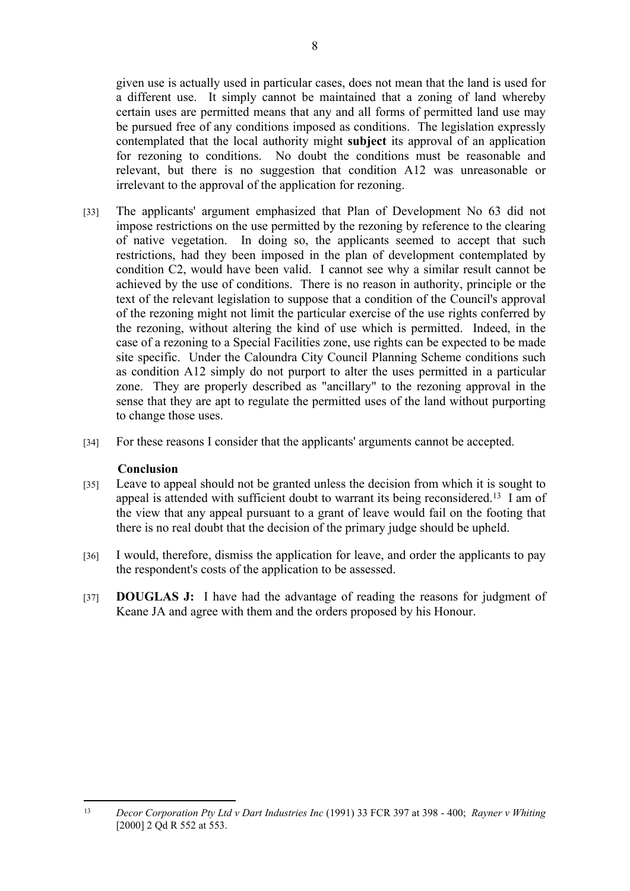given use is actually used in particular cases, does not mean that the land is used for a different use. It simply cannot be maintained that a zoning of land whereby certain uses are permitted means that any and all forms of permitted land use may be pursued free of any conditions imposed as conditions. The legislation expressly contemplated that the local authority might **subject** its approval of an application for rezoning to conditions. No doubt the conditions must be reasonable and relevant, but there is no suggestion that condition A12 was unreasonable or irrelevant to the approval of the application for rezoning.

[33] The applicants' argument emphasized that Plan of Development No 63 did not impose restrictions on the use permitted by the rezoning by reference to the clearing of native vegetation. In doing so, the applicants seemed to accept that such restrictions, had they been imposed in the plan of development contemplated by condition C2, would have been valid. I cannot see why a similar result cannot be achieved by the use of conditions. There is no reason in authority, principle or the text of the relevant legislation to suppose that a condition of the Council's approval of the rezoning might not limit the particular exercise of the use rights conferred by the rezoning, without altering the kind of use which is permitted. Indeed, in the case of a rezoning to a Special Facilities zone, use rights can be expected to be made site specific. Under the Caloundra City Council Planning Scheme conditions such as condition A12 simply do not purport to alter the uses permitted in a particular zone. They are properly described as "ancillary" to the rezoning approval in the sense that they are apt to regulate the permitted uses of the land without purporting to change those uses.

[34] For these reasons I consider that the applicants' arguments cannot be accepted.

**Conclusion**

[35] Leave to appeal should not be granted unless the decision from which it is sought to appeal is attended with sufficient doubt to warrant its being reconsidered.[13] I am of the view that any appeal pursuant to a grant of leave would fail on the footing that there is no real doubt that the decision of the primary judge should be upheld.

[36] I would, therefore, dismiss the application for leave, and order the applicants to pay the respondent's costs of the application to be assessed.

[37] **DOUGLAS J:** I have had the advantage of reading the reasons for judgment of Keane JA and agree with them and the orders proposed by his Honour.

---

[13] *Decor Corporation Pty Ltd v Dart Industries Inc* (1991) 33 FCR 397 at 398 - 400; *Rayner v Whiting* [2000] 2 Qd R 552 at 553.